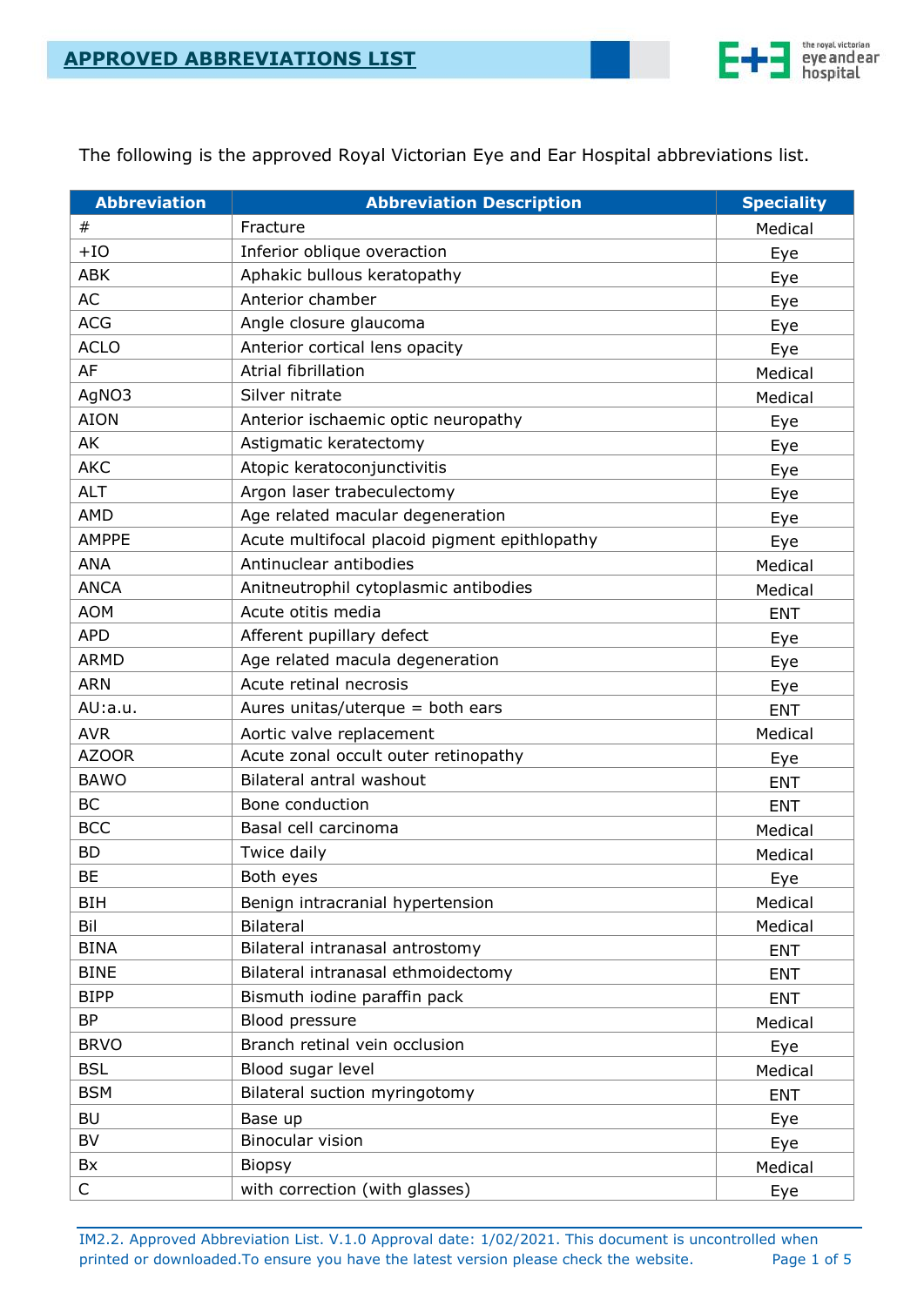# APPROVED ABBREVIATIONS LIST

The following is the approved Royal Victorian Eye and Ear Hospital abbreviations list.

| Abbreviation | Abbreviation Description | Speciality |
|---|---|---|
| # | Fracture | Medical |
| +IO | Inferior oblique overaction | Eye |
| ABK | Aphakic bullous keratopathy | Eye |
| AC | Anterior chamber | Eye |
| ACG | Angle closure glaucoma | Eye |
| ACLO | Anterior cortical lens opacity | Eye |
| AF | Atrial fibrillation | Medical |
| AgNO3 | Silver nitrate | Medical |
| AION | Anterior ischaemic optic neuropathy | Eye |
| AK | Astigmatic keratectomy | Eye |
| AKC | Atopic keratoconjunctivitis | Eye |
| ALT | Argon laser trabeculectomy | Eye |
| AMD | Age related macular degeneration | Eye |
| AMPPE | Acute multifocal placoid pigment epithlopathy | Eye |
| ANA | Antinuclear antibodies | Medical |
| ANCA | Anitneutrophil cytoplasmic antibodies | Medical |
| AOM | Acute otitis media | ENT |
| APD | Afferent pupillary defect | Eye |
| ARMD | Age related macula degeneration | Eye |
| ARN | Acute retinal necrosis | Eye |
| AU:a.u. | Aures unitas/uterque = both ears | ENT |
| AVR | Aortic valve replacement | Medical |
| AZOOR | Acute zonal occult outer retinopathy | Eye |
| BAWO | Bilateral antral washout | ENT |
| BC | Bone conduction | ENT |
| BCC | Basal cell carcinoma | Medical |
| BD | Twice daily | Medical |
| BE | Both eyes | Eye |
| BIH | Benign intracranial hypertension | Medical |
| Bil | Bilateral | Medical |
| BINA | Bilateral intranasal antrostomy | ENT |
| BINE | Bilateral intranasal ethmoidectomy | ENT |
| BIPP | Bismuth iodine paraffin pack | ENT |
| BP | Blood pressure | Medical |
| BRVO | Branch retinal vein occlusion | Eye |
| BSL | Blood sugar level | Medical |
| BSM | Bilateral suction myringotomy | ENT |
| BU | Base up | Eye |
| BV | Binocular vision | Eye |
| Bx | Biopsy | Medical |
| C | with correction (with glasses) | Eye |

IM2.2. Approved Abbreviation List. V.1.0 Approval date: 1/02/2021. This document is uncontrolled when printed or downloaded.To ensure you have the latest version please check the website.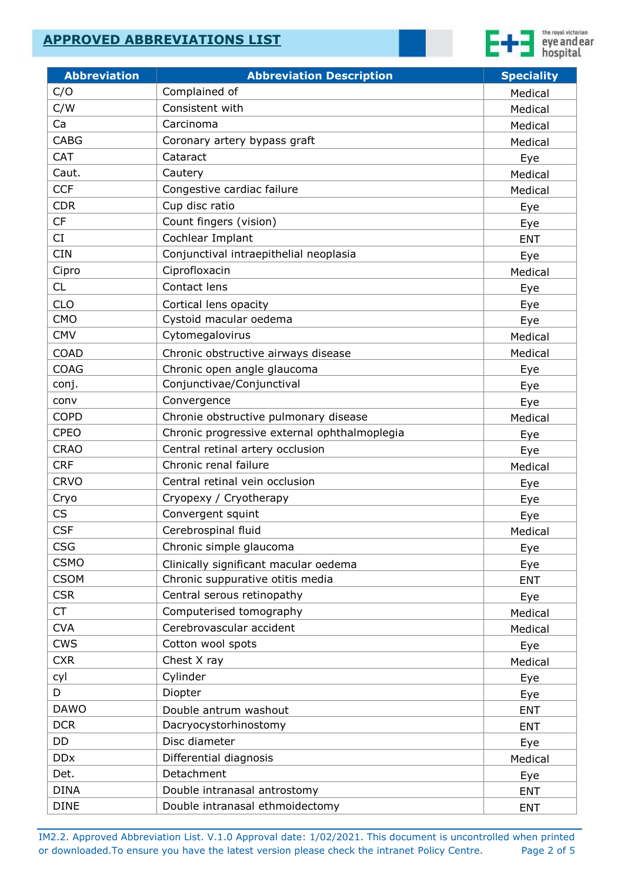# APPROVED ABBREVIATIONS LIST

| Abbreviation | Abbreviation Description | Speciality |
|---|---|---|
| C/O | Complained of | Medical |
| C/W | Consistent with | Medical |
| Ca | Carcinoma | Medical |
| CABG | Coronary artery bypass graft | Medical |
| CAT | Cataract | Eye |
| Caut. | Cautery | Medical |
| CCF | Congestive cardiac failure | Medical |
| CDR | Cup disc ratio | Eye |
| CF | Count fingers (vision) | Eye |
| CI | Cochlear Implant | ENT |
| CIN | Conjunctival intraepithelial neoplasia | Eye |
| Cipro | Ciprofloxacin | Medical |
| CL | Contact lens | Eye |
| CLO | Cortical lens opacity | Eye |
| CMO | Cystoid macular oedema | Eye |
| CMV | Cytomegalovirus | Medical |
| COAD | Chronic obstructive airways disease | Medical |
| COAG | Chronic open angle glaucoma | Eye |
| conj. | Conjunctivae/Conjunctival | Eye |
| conv | Convergence | Eye |
| COPD | Chronie obstructive pulmonary disease | Medical |
| CPEO | Chronic progressive external ophthalmoplegia | Eye |
| CRAO | Central retinal artery occlusion | Eye |
| CRF | Chronic renal failure | Medical |
| CRVO | Central retinal vein occlusion | Eye |
| Cryo | Cryopexy / Cryotherapy | Eye |
| CS | Convergent squint | Eye |
| CSF | Cerebrospinal fluid | Medical |
| CSG | Chronic simple glaucoma | Eye |
| CSMO | Clinically significant macular oedema | Eye |
| CSOM | Chronic suppurative otitis media | ENT |
| CSR | Central serous retinopathy | Eye |
| CT | Computerised tomography | Medical |
| CVA | Cerebrovascular accident | Medical |
| CWS | Cotton wool spots | Eye |
| CXR | Chest X ray | Medical |
| cyl | Cylinder | Eye |
| D | Diopter | Eye |
| DAWO | Double antrum washout | ENT |
| DCR | Dacryocystorhinostomy | ENT |
| DD | Disc diameter | Eye |
| DDx | Differential diagnosis | Medical |
| Det. | Detachment | Eye |
| DINA | Double intranasal antrostomy | ENT |
| DINE | Double intranasal ethmoidectomy | ENT |

IM2.2. Approved Abbreviation List. V.1.0 Approval date: 1/02/2021. This document is uncontrolled when printed or downloaded.To ensure you have the latest version please check the intranet Policy Centre.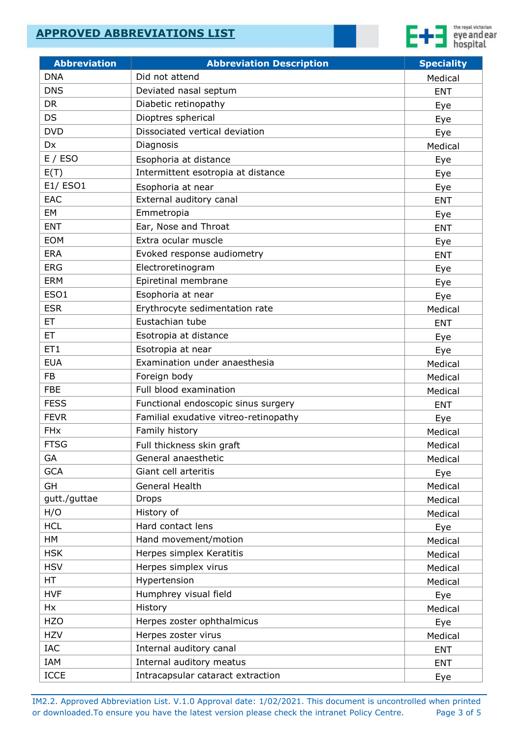## APPROVED ABBREVIATIONS LIST

| Abbreviation | Abbreviation Description | Speciality |
|---|---|---|
| DNA | Did not attend | Medical |
| DNS | Deviated nasal septum | ENT |
| DR | Diabetic retinopathy | Eye |
| DS | Dioptres spherical | Eye |
| DVD | Dissociated vertical deviation | Eye |
| Dx | Diagnosis | Medical |
| E / ESO | Esophoria at distance | Eye |
| E(T) | Intermittent esotropia at distance | Eye |
| E1/ ESO1 | Esophoria at near | Eye |
| EAC | External auditory canal | ENT |
| EM | Emmetropia | Eye |
| ENT | Ear, Nose and Throat | ENT |
| EOM | Extra ocular muscle | Eye |
| ERA | Evoked response audiometry | ENT |
| ERG | Electroretinogram | Eye |
| ERM | Epiretinal membrane | Eye |
| ESO1 | Esophoria at near | Eye |
| ESR | Erythrocyte sedimentation rate | Medical |
| ET | Eustachian tube | ENT |
| ET | Esotropia at distance | Eye |
| ET1 | Esotropia at near | Eye |
| EUA | Examination under anaesthesia | Medical |
| FB | Foreign body | Medical |
| FBE | Full blood examination | Medical |
| FESS | Functional endoscopic sinus surgery | ENT |
| FEVR | Familial exudative vitreo-retinopathy | Eye |
| FHx | Family history | Medical |
| FTSG | Full thickness skin graft | Medical |
| GA | General anaesthetic | Medical |
| GCA | Giant cell arteritis | Eye |
| GH | General Health | Medical |
| gutt./guttae | Drops | Medical |
| H/O | History of | Medical |
| HCL | Hard contact lens | Eye |
| HM | Hand movement/motion | Medical |
| HSK | Herpes simplex Keratitis | Medical |
| HSV | Herpes simplex virus | Medical |
| HT | Hypertension | Medical |
| HVF | Humphrey visual field | Eye |
| Hx | History | Medical |
| HZO | Herpes zoster ophthalmicus | Eye |
| HZV | Herpes zoster virus | Medical |
| IAC | Internal auditory canal | ENT |
| IAM | Internal auditory meatus | ENT |
| ICCE | Intracapsular cataract extraction | Eye |

IM2.2. Approved Abbreviation List. V.1.0 Approval date: 1/02/2021. This document is uncontrolled when printed or downloaded.To ensure you have the latest version please check the intranet Policy Centre.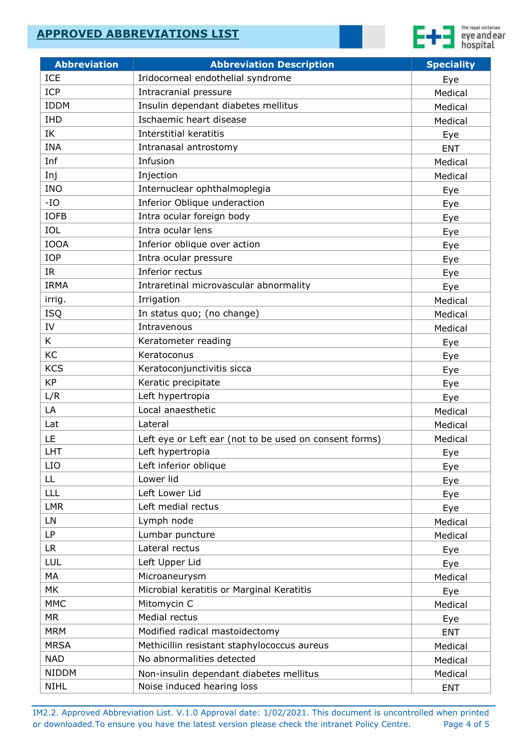## APPROVED ABBREVIATIONS LIST

| Abbreviation | Abbreviation Description | Speciality |
|---|---|---|
| ICE | Iridocorneal endothelial syndrome | Eye |
| ICP | Intracranial pressure | Medical |
| IDDM | Insulin dependant diabetes mellitus | Medical |
| IHD | Ischaemic heart disease | Medical |
| IK | Interstitial keratitis | Eye |
| INA | Intranasal antrostomy | ENT |
| Inf | Infusion | Medical |
| Inj | Injection | Medical |
| INO | Internuclear ophthalmoplegia | Eye |
| -IO | Inferior Oblique underaction | Eye |
| IOFB | Intra ocular foreign body | Eye |
| IOL | Intra ocular lens | Eye |
| IOOA | Inferior oblique over action | Eye |
| IOP | Intra ocular pressure | Eye |
| IR | Inferior rectus | Eye |
| IRMA | Intraretinal microvascular abnormality | Eye |
| irrig. | Irrigation | Medical |
| ISQ | In status quo; (no change) | Medical |
| IV | Intravenous | Medical |
| K | Keratometer reading | Eye |
| KC | Keratoconus | Eye |
| KCS | Keratoconjunctivitis sicca | Eye |
| KP | Keratic precipitate | Eye |
| L/R | Left hypertropia | Eye |
| LA | Local anaesthetic | Medical |
| Lat | Lateral | Medical |
| LE | Left eye or Left ear (not to be used on consent forms) | Medical |
| LHT | Left hypertropia | Eye |
| LIO | Left inferior oblique | Eye |
| LL | Lower lid | Eye |
| LLL | Left Lower Lid | Eye |
| LMR | Left medial rectus | Eye |
| LN | Lymph node | Medical |
| LP | Lumbar puncture | Medical |
| LR | Lateral rectus | Eye |
| LUL | Left Upper Lid | Eye |
| MA | Microaneurysm | Medical |
| MK | Microbial keratitis or Marginal Keratitis | Eye |
| MMC | Mitomycin C | Medical |
| MR | Medial rectus | Eye |
| MRM | Modified radical mastoidectomy | ENT |
| MRSA | Methicillin resistant staphylococcus aureus | Medical |
| NAD | No abnormalities detected | Medical |
| NIDDM | Non-insulin dependant diabetes mellitus | Medical |
| NIHL | Noise induced hearing loss | ENT |

IM2.2. Approved Abbreviation List. V.1.0 Approval date: 1/02/2021. This document is uncontrolled when printed or downloaded.To ensure you have the latest version please check the intranet Policy Centre.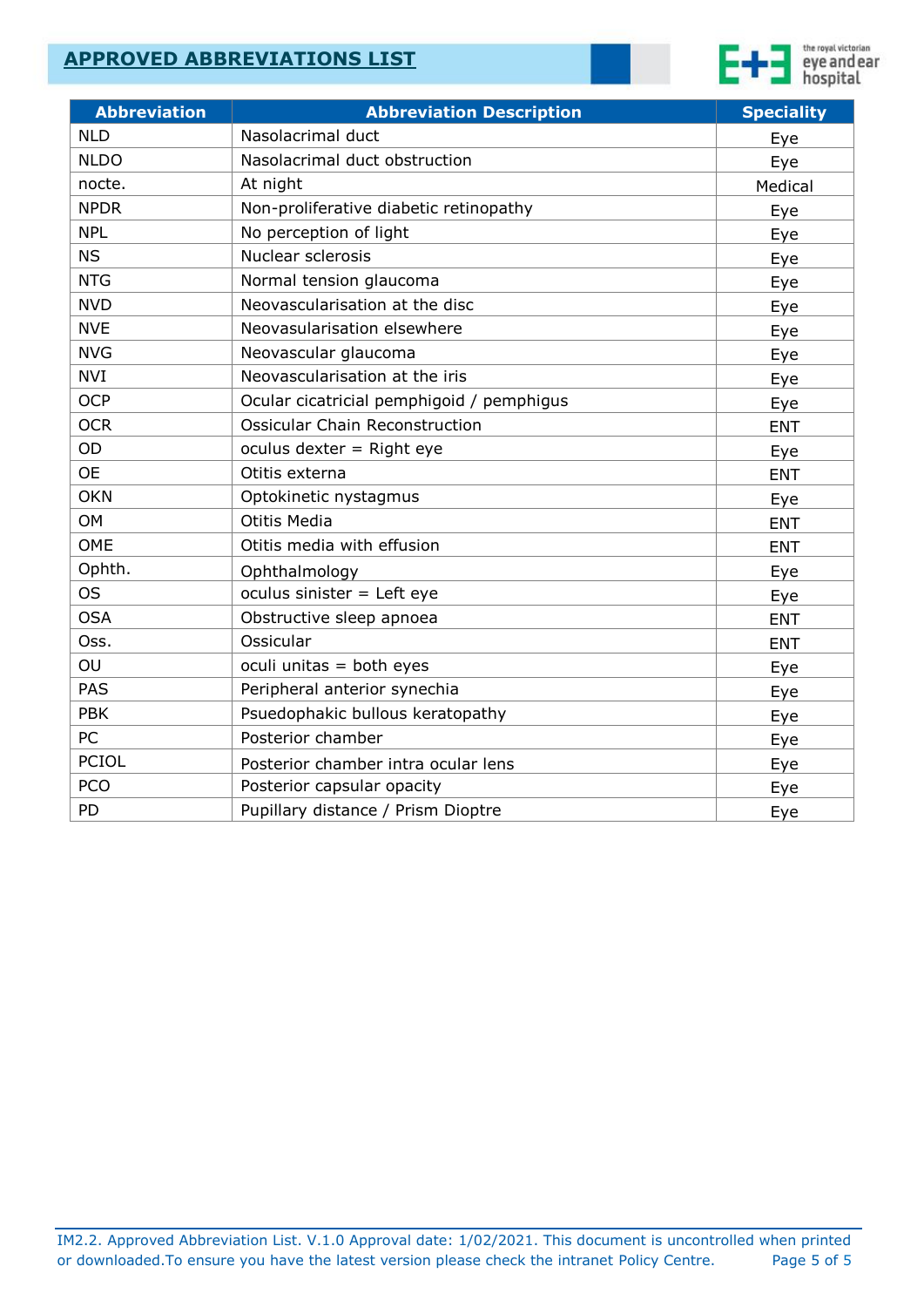## APPROVED ABBREVIATIONS LIST

| Abbreviation | Abbreviation Description | Speciality |
|---|---|---|
| NLD | Nasolacrimal duct | Eye |
| NLDO | Nasolacrimal duct obstruction | Eye |
| nocte. | At night | Medical |
| NPDR | Non-proliferative diabetic retinopathy | Eye |
| NPL | No perception of light | Eye |
| NS | Nuclear sclerosis | Eye |
| NTG | Normal tension glaucoma | Eye |
| NVD | Neovascularisation at the disc | Eye |
| NVE | Neovasularisation elsewhere | Eye |
| NVG | Neovascular glaucoma | Eye |
| NVI | Neovascularisation at the iris | Eye |
| OCP | Ocular cicatricial pemphigoid / pemphigus | Eye |
| OCR | Ossicular Chain Reconstruction | ENT |
| OD | oculus dexter = Right eye | Eye |
| OE | Otitis externa | ENT |
| OKN | Optokinetic nystagmus | Eye |
| OM | Otitis Media | ENT |
| OME | Otitis media with effusion | ENT |
| Ophth. | Ophthalmology | Eye |
| OS | oculus sinister = Left eye | Eye |
| OSA | Obstructive sleep apnoea | ENT |
| Oss. | Ossicular | ENT |
| OU | oculi unitas = both eyes | Eye |
| PAS | Peripheral anterior synechia | Eye |
| PBK | Psuedophakic bullous keratopathy | Eye |
| PC | Posterior chamber | Eye |
| PCIOL | Posterior chamber intra ocular lens | Eye |
| PCO | Posterior capsular opacity | Eye |
| PD | Pupillary distance / Prism Dioptre | Eye |

IM2.2. Approved Abbreviation List. V.1.0 Approval date: 1/02/2021. This document is uncontrolled when printed or downloaded.To ensure you have the latest version please check the intranet Policy Centre.